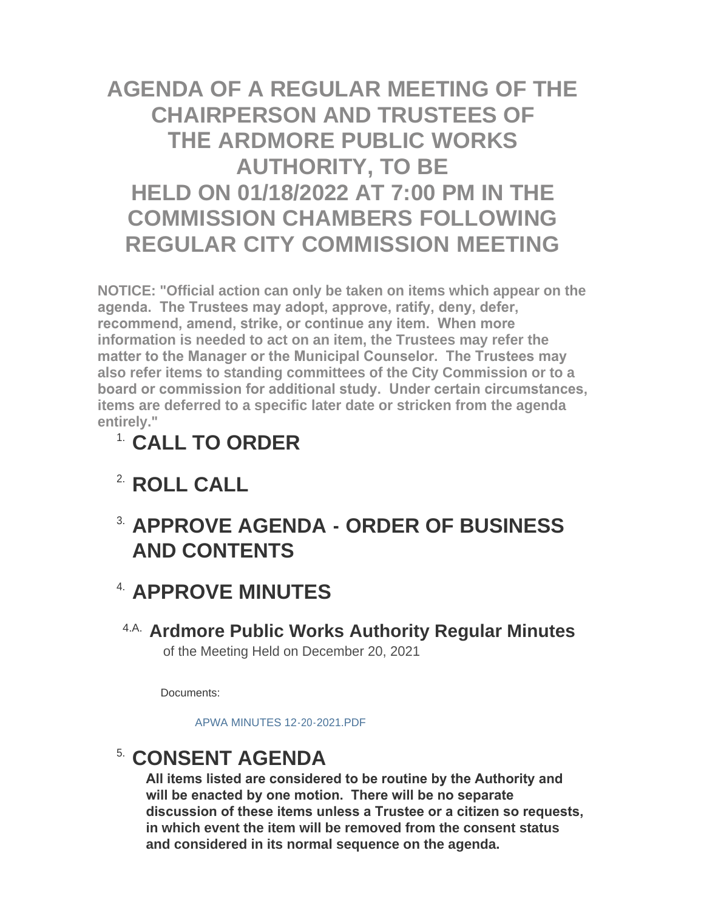# AGENDA OF A REGULAR MEETING OF THE CHAIRPERSON AND TRUSTEES OF THE ARDMORE PUBLIC WORKS AUTHORITY, TO BE HELD ON 01/18/2022 AT 7:00 PM IN THE COMMISSION CHAMBERS FOLLOWING REGULAR CITY COMMISSION MEETING

**NOTICE: "Official action can only be taken on items which appear on the agenda. The Trustees may adopt, approve, ratify, deny, defer, recommend, amend, strike, or continue any item. When more information is needed to act on an item, the Trustees may refer the matter to the Manager or the Municipal Counselor. The Trustees may also refer items to standing committees of the City Commission or to a board or commission for additional study. Under certain circumstances, items are deferred to a specific later date or stricken from the agenda entirely."**

## 1. CALL TO ORDER

## 2. ROLL CALL

## 3. APPROVE AGENDA - ORDER OF BUSINESS AND CONTENTS

## 4. APPROVE MINUTES

### 4.A. Ardmore Public Works Authority Regular Minutes

of the Meeting Held on December 20, 2021

Documents:

APWA MINUTES 12-20-2021.PDF

## 5. CONSENT AGENDA

**All items listed are considered to be routine by the Authority and will be enacted by one motion. There will be no separate discussion of these items unless a Trustee or a citizen so requests, in which event the item will be removed from the consent status and considered in its normal sequence on the agenda.**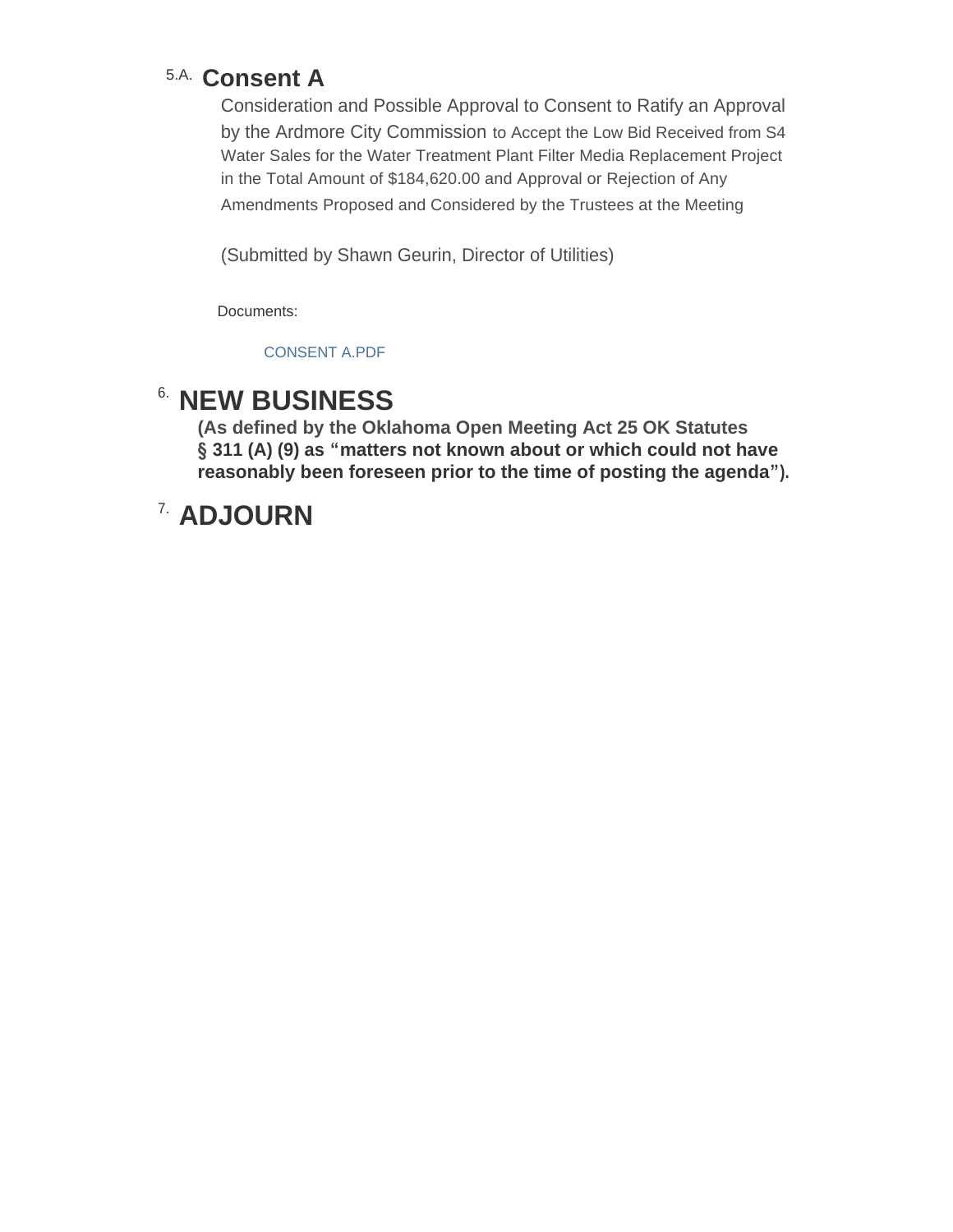## 5.A. Consent A

Consideration and Possible Approval to Consent to Ratify an Approval by the Ardmore City Commission to Accept the Low Bid Received from S4 Water Sales for the Water Treatment Plant Filter Media Replacement Project in the Total Amount of $184,620.00 and Approval or Rejection of Any Amendments Proposed and Considered by the Trustees at the Meeting

(Submitted by Shawn Geurin, Director of Utilities)

Documents:

CONSENT A.PDF

# 6. NEW BUSINESS

**(As defined by the Oklahoma Open Meeting Act 25 OK Statutes § 311 (A) (9) as "matters not known about or which could not have reasonably been foreseen prior to the time of posting the agenda").**

# 7. ADJOURN